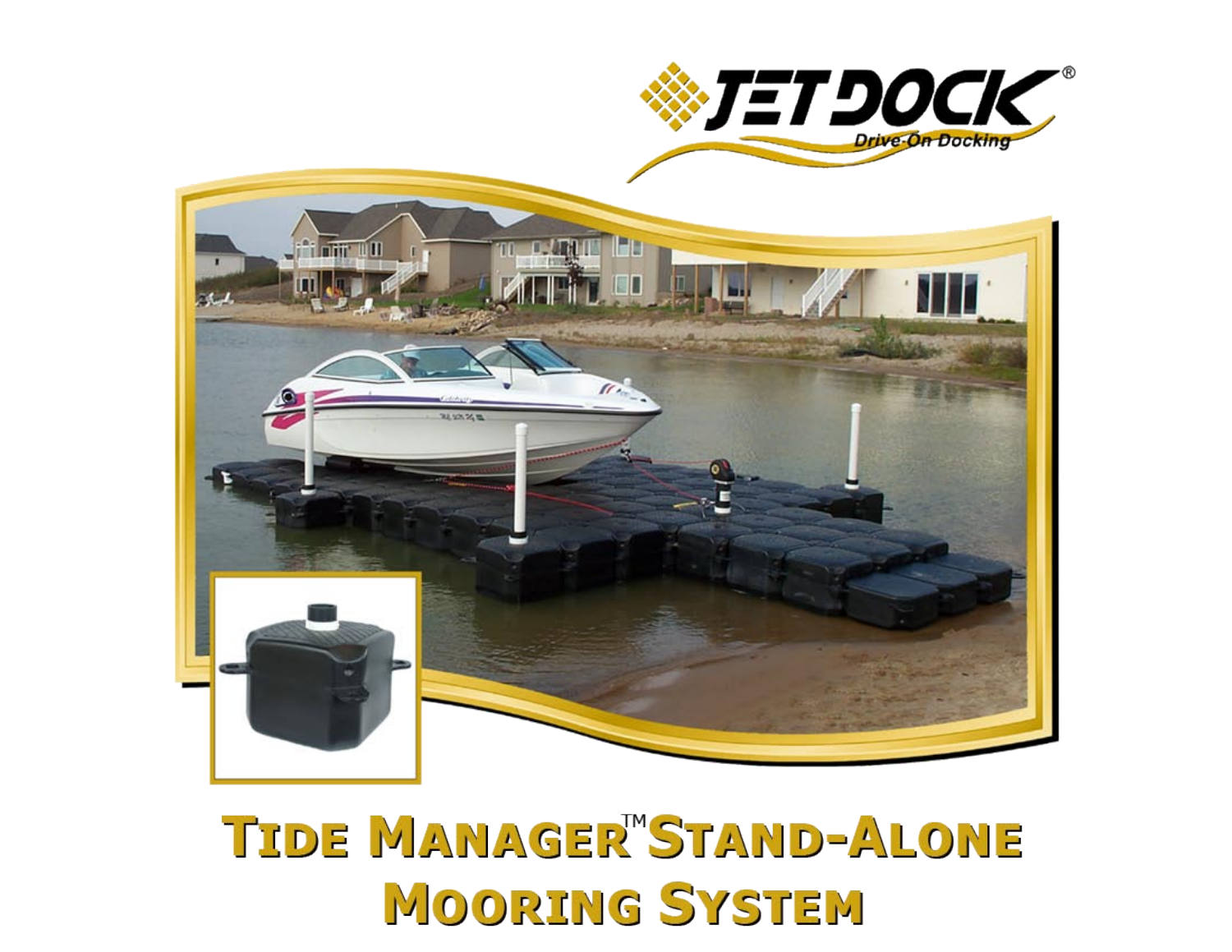JETDOCK®

Drive-On Docking

# TIDE MANAGER™ STAND-ALONE MOORING SYSTEM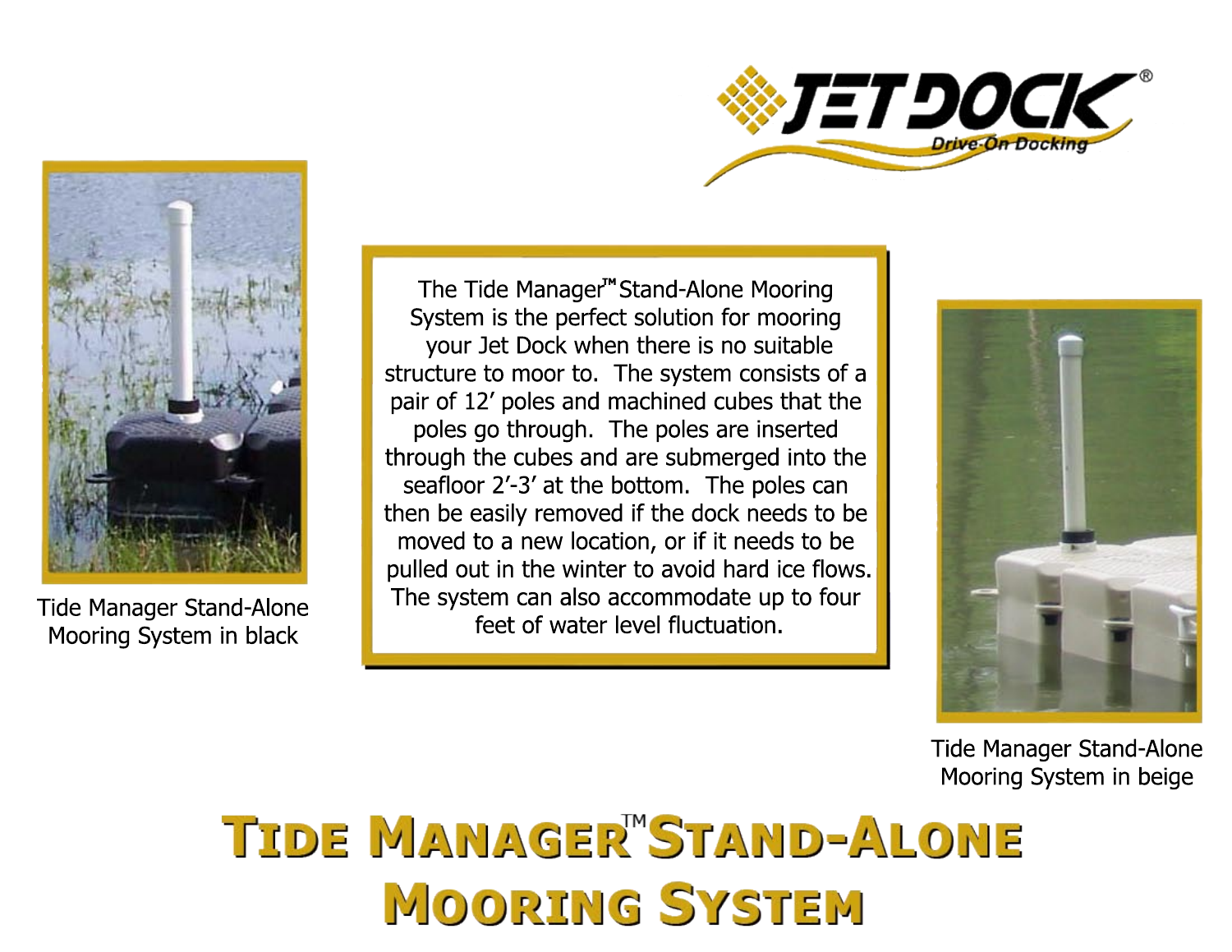# Tide Manager™ Stand-Alone Mooring System

The Tide Manager™ Stand-Alone Mooring System is the perfect solution for mooring your Jet Dock when there is no suitable structure to moor to. The system consists of a pair of 12' poles and machined cubes that the poles go through. The poles are inserted through the cubes and are submerged into the seafloor 2'-3' at the bottom. The poles can then be easily removed if the dock needs to be moved to a new location, or if it needs to be pulled out in the winter to avoid hard ice flows. The system can also accommodate up to four feet of water level fluctuation.

Tide Manager Stand-Alone Mooring System in black

Tide Manager Stand-Alone Mooring System in beige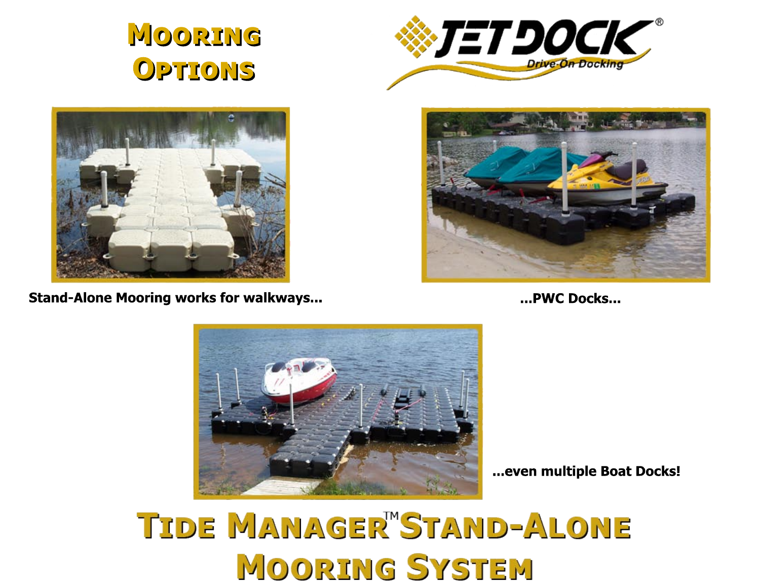# Mooring Options

JETDOCK® Drive-On Docking

Stand-Alone Mooring works for walkways...

...PWC Docks...

...even multiple Boat Docks!

# Tide Manager™ Stand-Alone Mooring System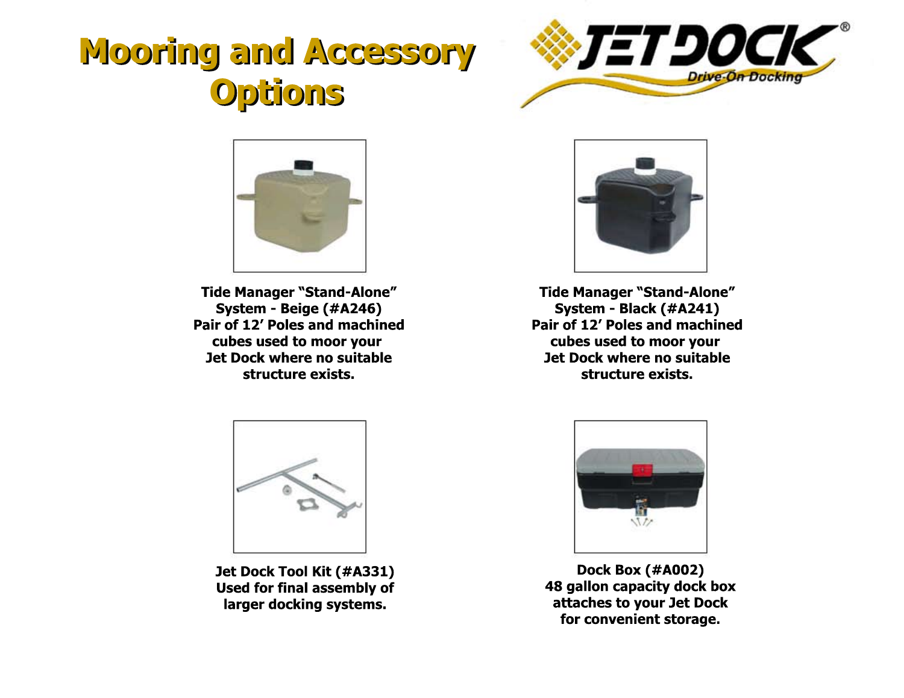# Mooring and Accessory Options

JETDOCK® Drive-On Docking

**Tide Manager "Stand-Alone" System - Beige (#A246)**
**Pair of 12' Poles and machined cubes used to moor your Jet Dock where no suitable structure exists.**

**Tide Manager "Stand-Alone" System - Black (#A241)**
**Pair of 12' Poles and machined cubes used to moor your Jet Dock where no suitable structure exists.**

**Jet Dock Tool Kit (#A331)**
**Used for final assembly of larger docking systems.**

**Dock Box (#A002)**
**48 gallon capacity dock box attaches to your Jet Dock for convenient storage.**